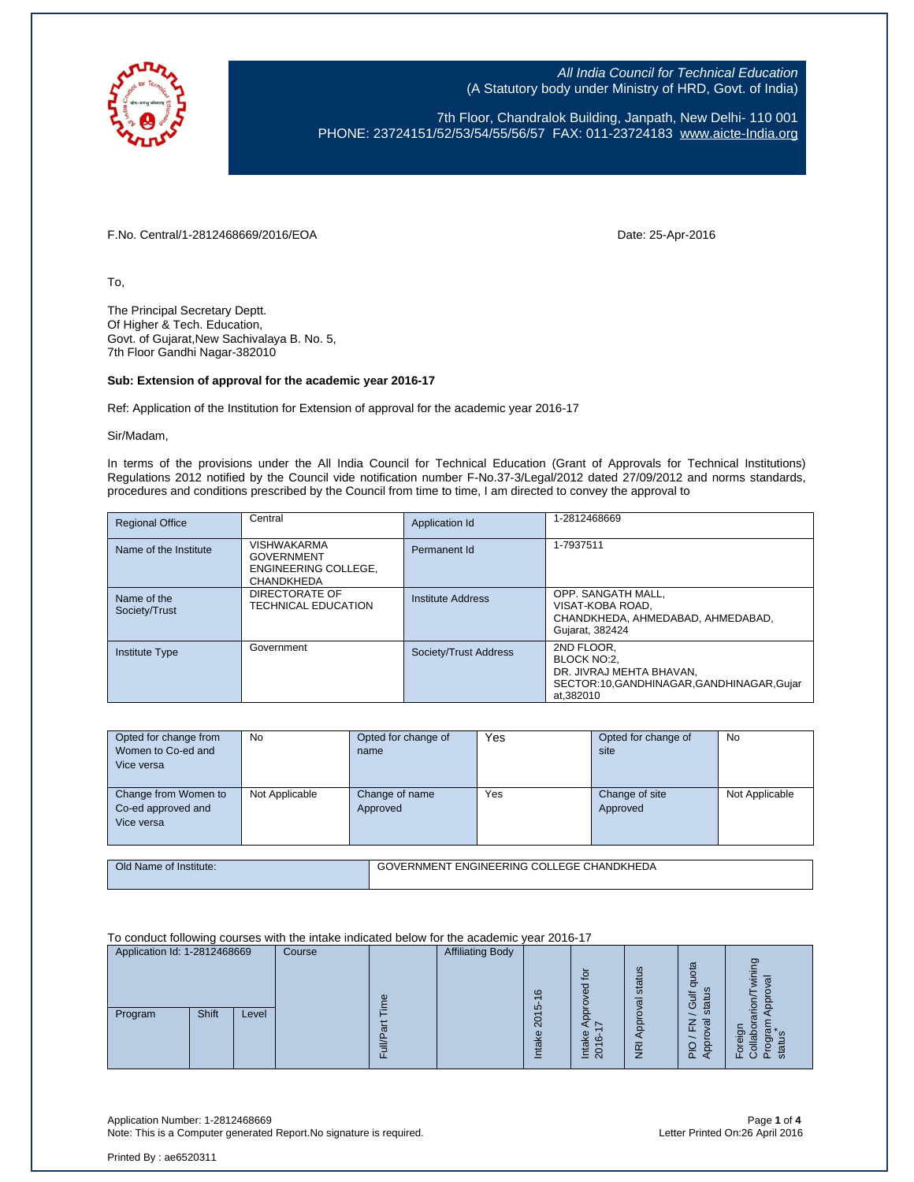*All India Council for Technical Education*
(A Statutory body under Ministry of HRD, Govt. of India)

7th Floor, Chandralok Building, Janpath, New Delhi- 110 001
PHONE: 23724151/52/53/54/55/56/57 FAX: 011-23724183 www.aicte-India.org

F.No. Central/1-2812468669/2016/EOA

Date: 25-Apr-2016

To,

The Principal Secretary Deptt.
Of Higher & Tech. Education,
Govt. of Gujarat,New Sachivalaya B. No. 5,
7th Floor Gandhi Nagar-382010

**Sub: Extension of approval for the academic year 2016-17**

Ref: Application of the Institution for Extension of approval for the academic year 2016-17

Sir/Madam,

In terms of the provisions under the All India Council for Technical Education (Grant of Approvals for Technical Institutions) Regulations 2012 notified by the Council vide notification number F-No.37-3/Legal/2012 dated 27/09/2012 and norms standards, procedures and conditions prescribed by the Council from time to time, I am directed to convey the approval to

| Regional Office | Central | Application Id | 1-2812468669 |
|---|---|---|---|
| Name of the Institute | VISHWAKARMA GOVERNMENT ENGINEERING COLLEGE, CHANDKHEDA | Permanent Id | 1-7937511 |
| Name of the Society/Trust | DIRECTORATE OF TECHNICAL EDUCATION | Institute Address | OPP. SANGATH MALL, VISAT-KOBA ROAD, CHANDKHEDA, AHMEDABAD, AHMEDABAD, Gujarat, 382424 |
| Institute Type | Government | Society/Trust Address | 2ND FLOOR, BLOCK NO:2, DR. JIVRAJ MEHTA BHAVAN, SECTOR:10,GANDHINAGAR,GANDHINAGAR,Gujarat,382010 |

| Opted for change from Women to Co-ed and Vice versa | No | Opted for change of name | Yes | Opted for change of site | No |
|---|---|---|---|---|---|
| Change from Women to Co-ed approved and Vice versa | Not Applicable | Change of name Approved | Yes | Change of site Approved | Not Applicable |

| Old Name of Institute: | GOVERNMENT ENGINEERING COLLEGE CHANDKHEDA |
|---|---|

To conduct following courses with the intake indicated below for the academic year 2016-17

| Application Id: 1-2812468669 | | | Course | Full/Part Time | Affiliating Body | Intake 2015-16 | Intake Approved for 2016-17 | NRI Approval status | PIO / FN / Gulf quota Approval status | Foreign Collaboration/Twining Program Approval status* |
|---|---|---|---|---|---|---|---|---|---|---|
| Program | Shift | Level | | | | | | | | |

Application Number: 1-2812468669
Note: This is a Computer generated Report.No signature is required.

Letter Printed On:26 April 2016

Printed By : ae6520311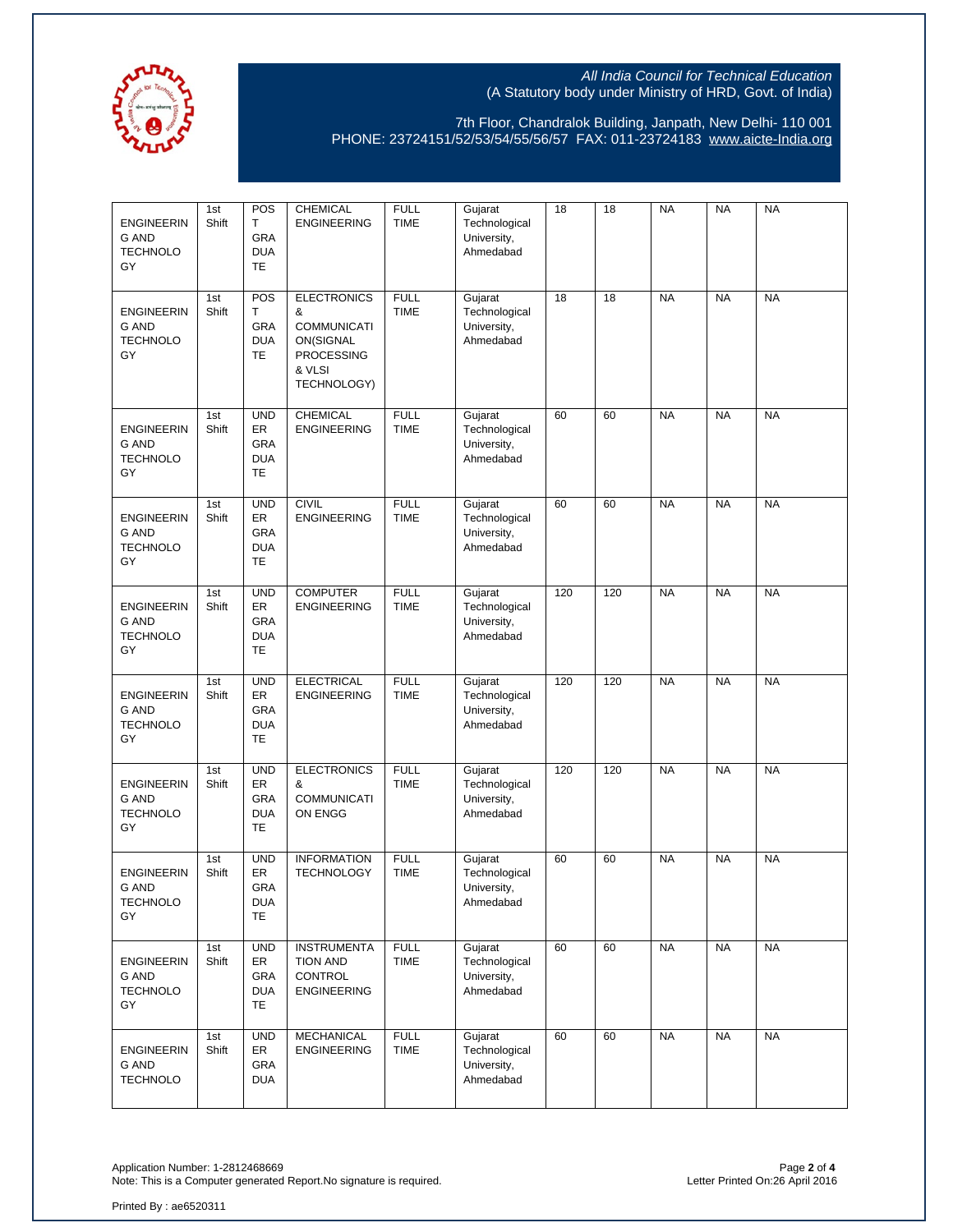| ENGINEERING AND TECHNOLOGY | 1st Shift | POST GRADUATE | CHEMICAL ENGINEERING | FULL TIME | Gujarat Technological University, Ahmedabad | 18 | 18 | NA | NA | NA |
|---|---|---|---|---|---|---|---|---|---|---|
| ENGINEERING AND TECHNOLOGY | 1st Shift | POST GRADUATE | ELECTRONICS & COMMUNICATION(SIGNAL PROCESSING & VLSI TECHNOLOGY) | FULL TIME | Gujarat Technological University, Ahmedabad | 18 | 18 | NA | NA | NA |
| ENGINEERING AND TECHNOLOGY | 1st Shift | UNDER GRADUATE | CHEMICAL ENGINEERING | FULL TIME | Gujarat Technological University, Ahmedabad | 60 | 60 | NA | NA | NA |
| ENGINEERING AND TECHNOLOGY | 1st Shift | UNDER GRADUATE | CIVIL ENGINEERING | FULL TIME | Gujarat Technological University, Ahmedabad | 60 | 60 | NA | NA | NA |
| ENGINEERING AND TECHNOLOGY | 1st Shift | UNDER GRADUATE | COMPUTER ENGINEERING | FULL TIME | Gujarat Technological University, Ahmedabad | 120 | 120 | NA | NA | NA |
| ENGINEERING AND TECHNOLOGY | 1st Shift | UNDER GRADUATE | ELECTRICAL ENGINEERING | FULL TIME | Gujarat Technological University, Ahmedabad | 120 | 120 | NA | NA | NA |
| ENGINEERING AND TECHNOLOGY | 1st Shift | UNDER GRADUATE | ELECTRONICS & COMMUNICATION ENGG | FULL TIME | Gujarat Technological University, Ahmedabad | 120 | 120 | NA | NA | NA |
| ENGINEERING AND TECHNOLOGY | 1st Shift | UNDER GRADUATE | INFORMATION TECHNOLOGY | FULL TIME | Gujarat Technological University, Ahmedabad | 60 | 60 | NA | NA | NA |
| ENGINEERING AND TECHNOLOGY | 1st Shift | UNDER GRADUATE | INSTRUMENTATION AND CONTROL ENGINEERING | FULL TIME | Gujarat Technological University, Ahmedabad | 60 | 60 | NA | NA | NA |
| ENGINEERING AND TECHNOLOGY | 1st Shift | UNDER GRADUA | MECHANICAL ENGINEERING | FULL TIME | Gujarat Technological University, Ahmedabad | 60 | 60 | NA | NA | NA |

Application Number: 1-2812468669
Note: This is a Computer generated Report.No signature is required.
Letter Printed On:26 April 2016

Printed By : ae6520311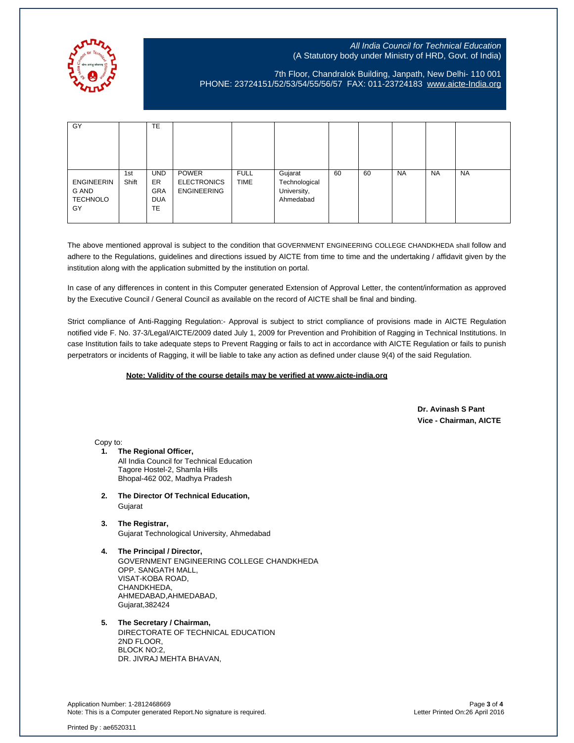| | | | | | | | | | | |
|---|---|---|---|---|---|---|---|---|---|---|
| GY | | TE | | | | | | | | |
| ENGINEERING AND TECHNOLOGY | 1st Shift | UNDERGRADUATE | POWER ELECTRONICS ENGINEERING | FULL TIME | Gujarat Technological University, Ahmedabad | 60 | 60 | NA | NA | NA |

The above mentioned approval is subject to the condition that GOVERNMENT ENGINEERING COLLEGE CHANDKHEDA shall follow and adhere to the Regulations, guidelines and directions issued by AICTE from time to time and the undertaking / affidavit given by the institution along with the application submitted by the institution on portal.

In case of any differences in content in this Computer generated Extension of Approval Letter, the content/information as approved by the Executive Council / General Council as available on the record of AICTE shall be final and binding.

Strict compliance of Anti-Ragging Regulation:- Approval is subject to strict compliance of provisions made in AICTE Regulation notified vide F. No. 37-3/Legal/AICTE/2009 dated July 1, 2009 for Prevention and Prohibition of Ragging in Technical Institutions. In case Institution fails to take adequate steps to Prevent Ragging or fails to act in accordance with AICTE Regulation or fails to punish perpetrators or incidents of Ragging, it will be liable to take any action as defined under clause 9(4) of the said Regulation.

**Note: Validity of the course details may be verified at www.aicte-india.org**

**Dr. Avinash S Pant**
**Vice - Chairman, AICTE**

Copy to:

1. **The Regional Officer,**
   All India Council for Technical Education
   Tagore Hostel-2, Shamla Hills
   Bhopal-462 002, Madhya Pradesh

2. **The Director Of Technical Education,**
   Gujarat

3. **The Registrar,**
   Gujarat Technological University, Ahmedabad

4. **The Principal / Director,**
   GOVERNMENT ENGINEERING COLLEGE CHANDKHEDA
   OPP. SANGATH MALL,
   VISAT-KOBA ROAD,
   CHANDKHEDA,
   AHMEDABAD,AHMEDABAD,
   Gujarat,382424

5. **The Secretary / Chairman,**
   DIRECTORATE OF TECHNICAL EDUCATION
   2ND FLOOR,
   BLOCK NO:2,
   DR. JIVRAJ MEHTA BHAVAN,

Application Number: 1-2812468669
Note: This is a Computer generated Report.No signature is required.

Letter Printed On:26 April 2016

Printed By : ae6520311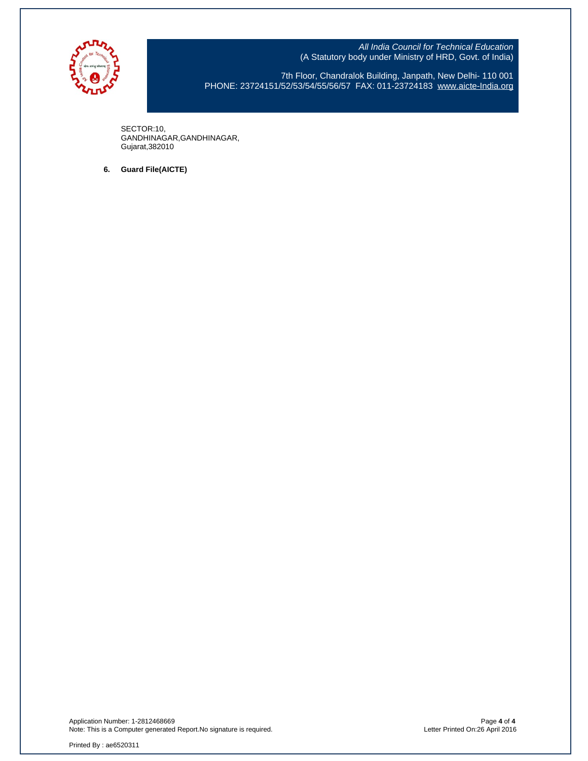SECTOR:10,
GANDHINAGAR,GANDHINAGAR,
Gujarat,382010

6. **Guard File(AICTE)**

Application Number: 1-2812468669
Note: This is a Computer generated Report.No signature is required.

Letter Printed On:26 April 2016

Printed By : ae6520311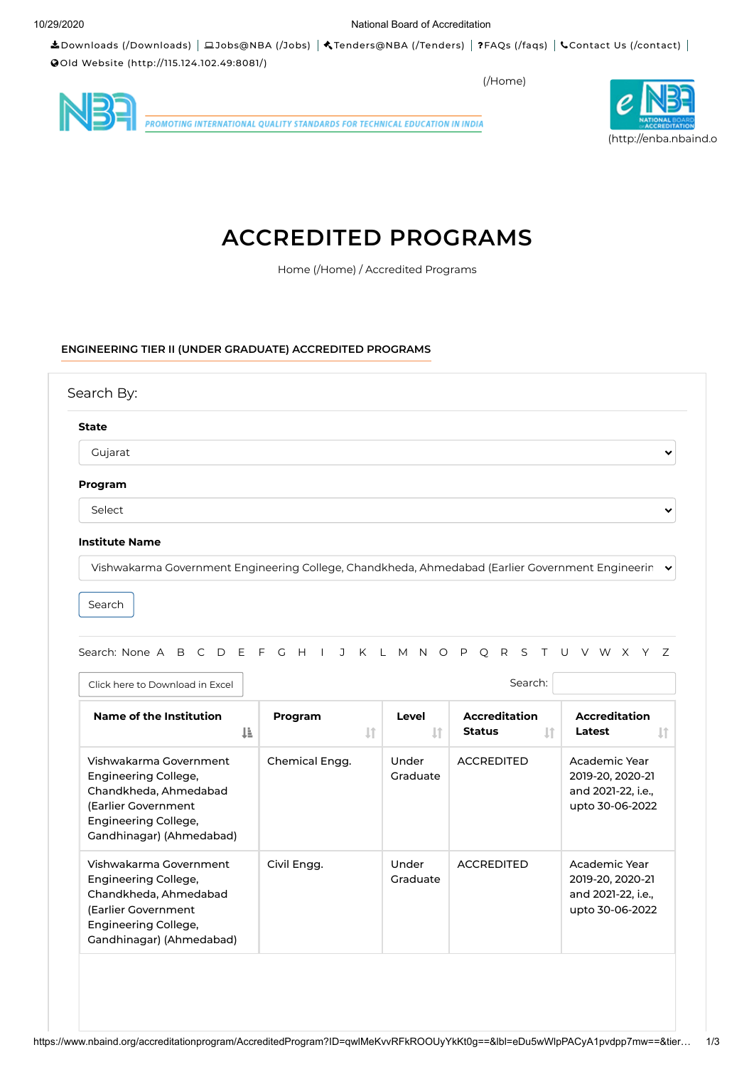Downloads (/Downloads) | Jobs@NBA (/Jobs) | Tenders@NBA (/Tenders) | FAQs (/faqs) | Contact Us (/contact) | Old Website (http://115.124.102.49:8081/)

(/Home)

PROMOTING INTERNATIONAL QUALITY STANDARDS FOR TECHNICAL EDUCATION IN INDIA

(http://enba.nbaind.o

# ACCREDITED PROGRAMS

Home (/Home) / Accredited Programs

## ENGINEERING TIER II (UNDER GRADUATE) ACCREDITED PROGRAMS

Search By:

**State**

Gujarat

**Program**

Select

**Institute Name**

Vishwakarma Government Engineering College, Chandkheda, Ahmedabad (Earlier Government Engineerin

Search

Search: None A B C D E F G H I J K L M N O P Q R S T U V W X Y Z

Click here to Download in Excel

Search:

| Name of the Institution | Program | Level | Accreditation Status | Accreditation Latest |
|---|---|---|---|---|
| Vishwakarma Government Engineering College, Chandkheda, Ahmedabad (Earlier Government Engineering College, Gandhinagar) (Ahmedabad) | Chemical Engg. | Under Graduate | ACCREDITED | Academic Year 2019-20, 2020-21 and 2021-22, i.e., upto 30-06-2022 |
| Vishwakarma Government Engineering College, Chandkheda, Ahmedabad (Earlier Government Engineering College, Gandhinagar) (Ahmedabad) | Civil Engg. | Under Graduate | ACCREDITED | Academic Year 2019-20, 2020-21 and 2021-22, i.e., upto 30-06-2022 |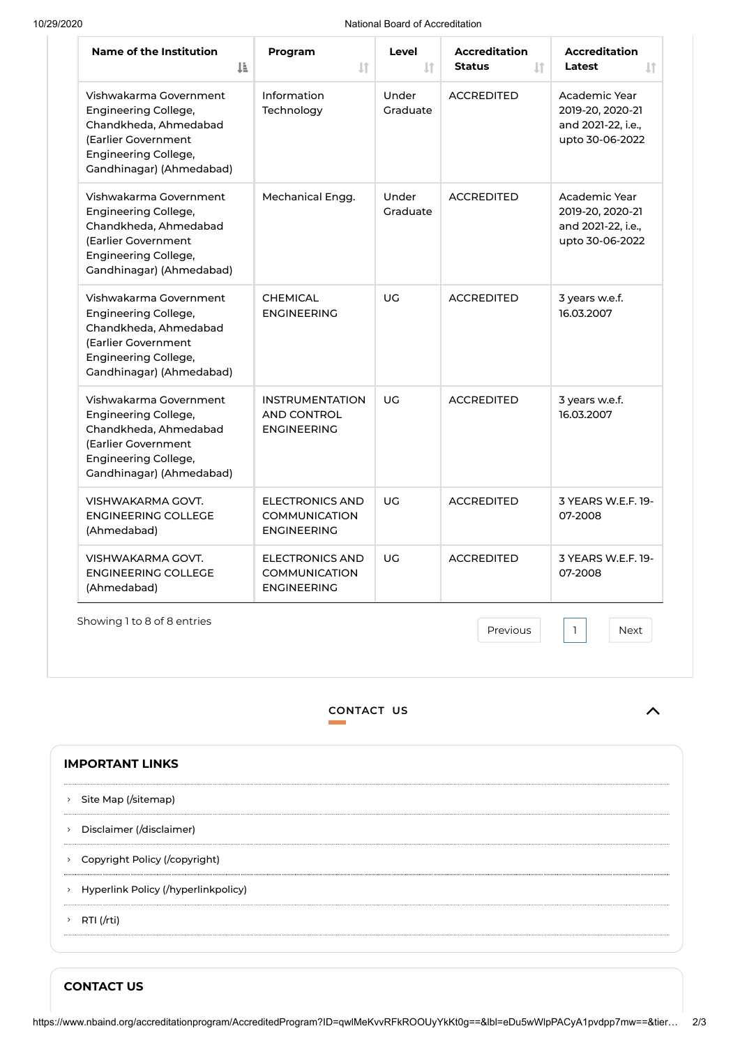| Name of the Institution | Program | Level | Accreditation Status | Accreditation Latest |
|---|---|---|---|---|
| Vishwakarma Government Engineering College, Chandkheda, Ahmedabad (Earlier Government Engineering College, Gandhinagar) (Ahmedabad) | Information Technology | Under Graduate | ACCREDITED | Academic Year 2019-20, 2020-21 and 2021-22, i.e., upto 30-06-2022 |
| Vishwakarma Government Engineering College, Chandkheda, Ahmedabad (Earlier Government Engineering College, Gandhinagar) (Ahmedabad) | Mechanical Engg. | Under Graduate | ACCREDITED | Academic Year 2019-20, 2020-21 and 2021-22, i.e., upto 30-06-2022 |
| Vishwakarma Government Engineering College, Chandkheda, Ahmedabad (Earlier Government Engineering College, Gandhinagar) (Ahmedabad) | CHEMICAL ENGINEERING | UG | ACCREDITED | 3 years w.e.f. 16.03.2007 |
| Vishwakarma Government Engineering College, Chandkheda, Ahmedabad (Earlier Government Engineering College, Gandhinagar) (Ahmedabad) | INSTRUMENTATION AND CONTROL ENGINEERING | UG | ACCREDITED | 3 years w.e.f. 16.03.2007 |
| VISHWAKARMA GOVT. ENGINEERING COLLEGE (Ahmedabad) | ELECTRONICS AND COMMUNICATION ENGINEERING | UG | ACCREDITED | 3 YEARS W.E.F. 19-07-2008 |
| VISHWAKARMA GOVT. ENGINEERING COLLEGE (Ahmedabad) | ELECTRONICS AND COMMUNICATION ENGINEERING | UG | ACCREDITED | 3 YEARS W.E.F. 19-07-2008 |

Showing 1 to 8 of 8 entries

Previous 1 Next

CONTACT US

## IMPORTANT LINKS

- Site Map (/sitemap)
- Disclaimer (/disclaimer)
- Copyright Policy (/copyright)
- Hyperlink Policy (/hyperlinkpolicy)
- RTI (/rti)

## CONTACT US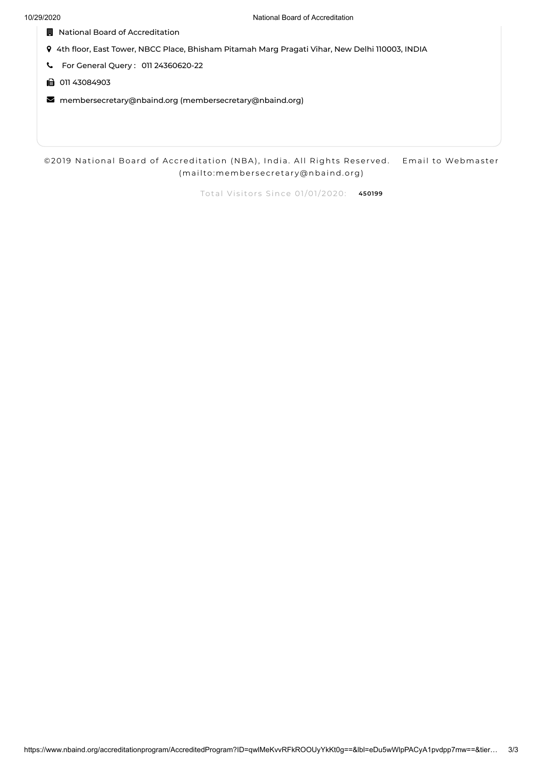National Board of Accreditation

4th floor, East Tower, NBCC Place, Bhisham Pitamah Marg Pragati Vihar, New Delhi 110003, INDIA

For General Query : 011 24360620-22

011 43084903

membersecretary@nbaind.org (membersecretary@nbaind.org)

©2019 National Board of Accreditation (NBA), India. All Rights Reserved. Email to Webmaster (mailto:membersecretary@nbaind.org)

Total Visitors Since 01/01/2020: **450199**